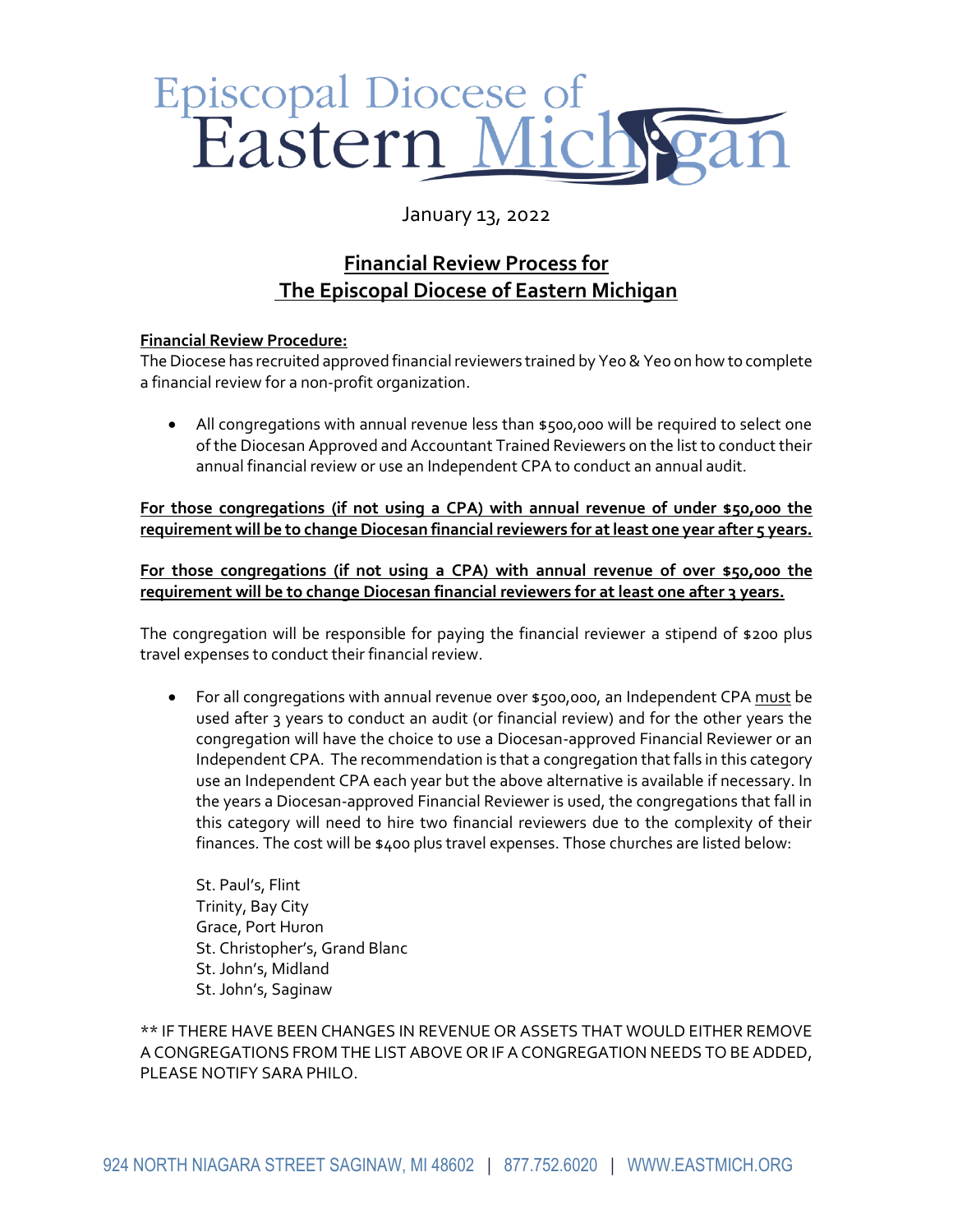Episcopal Diocese of Eastern Michigan

January 13, 2022

# Financial Review Process for The Episcopal Diocese of Eastern Michigan

**Financial Review Procedure:**

The Diocese has recruited approved financial reviewers trained by Yeo & Yeo on how to complete a financial review for a non-profit organization.

- All congregations with annual revenue less than $500,000 will be required to select one of the Diocesan Approved and Accountant Trained Reviewers on the list to conduct their annual financial review or use an Independent CPA to conduct an annual audit.

**For those congregations (if not using a CPA) with annual revenue of under $50,000 the requirement will be to change Diocesan financial reviewers for at least one year after 5 years.**

**For those congregations (if not using a CPA) with annual revenue of over $50,000 the requirement will be to change Diocesan financial reviewers for at least one after 3 years.**

The congregation will be responsible for paying the financial reviewer a stipend of $200 plus travel expenses to conduct their financial review.

- For all congregations with annual revenue over $500,000, an Independent CPA must be used after 3 years to conduct an audit (or financial review) and for the other years the congregation will have the choice to use a Diocesan-approved Financial Reviewer or an Independent CPA. The recommendation is that a congregation that falls in this category use an Independent CPA each year but the above alternative is available if necessary. In the years a Diocesan-approved Financial Reviewer is used, the congregations that fall in this category will need to hire two financial reviewers due to the complexity of their finances. The cost will be $400 plus travel expenses. Those churches are listed below:

  St. Paul's, Flint
  Trinity, Bay City
  Grace, Port Huron
  St. Christopher's, Grand Blanc
  St. John's, Midland
  St. John's, Saginaw

** IF THERE HAVE BEEN CHANGES IN REVENUE OR ASSETS THAT WOULD EITHER REMOVE A CONGREGATIONS FROM THE LIST ABOVE OR IF A CONGREGATION NEEDS TO BE ADDED, PLEASE NOTIFY SARA PHILO.

924 NORTH NIAGARA STREET SAGINAW, MI 48602 | 877.752.6020 | WWW.EASTMICH.ORG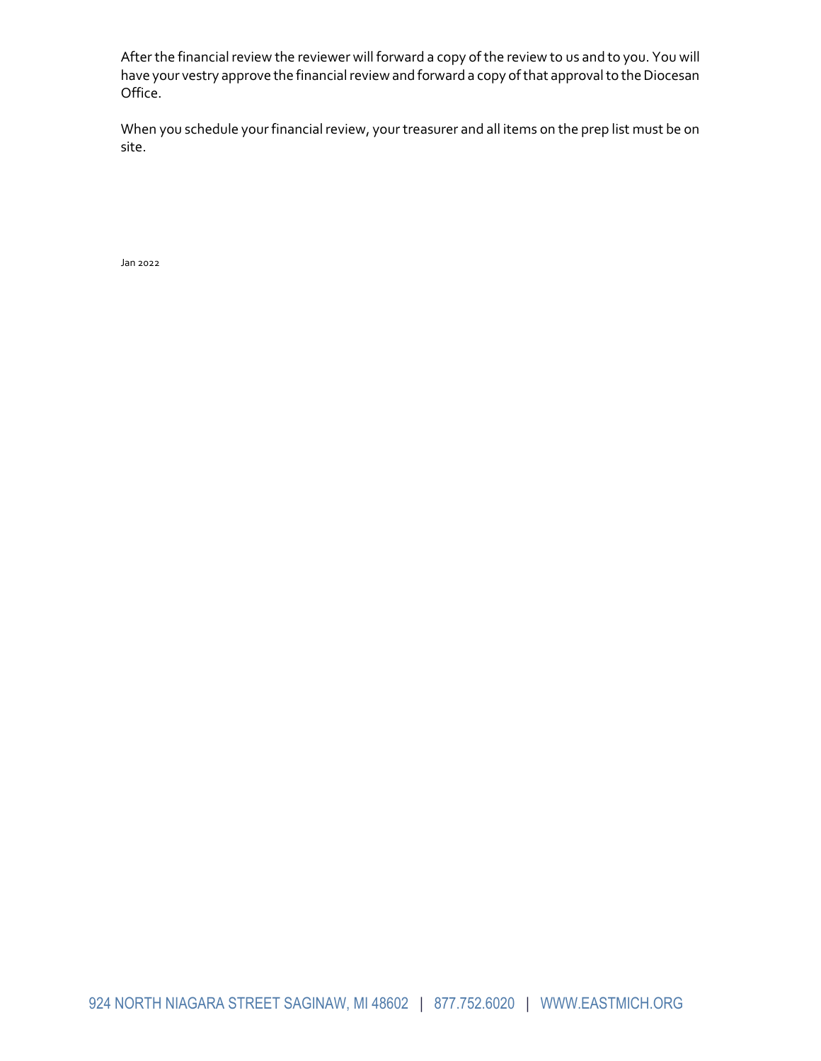After the financial review the reviewer will forward a copy of the review to us and to you. You will have your vestry approve the financial review and forward a copy of that approval to the Diocesan Office.

When you schedule your financial review, your treasurer and all items on the prep list must be on site.

Jan 2022